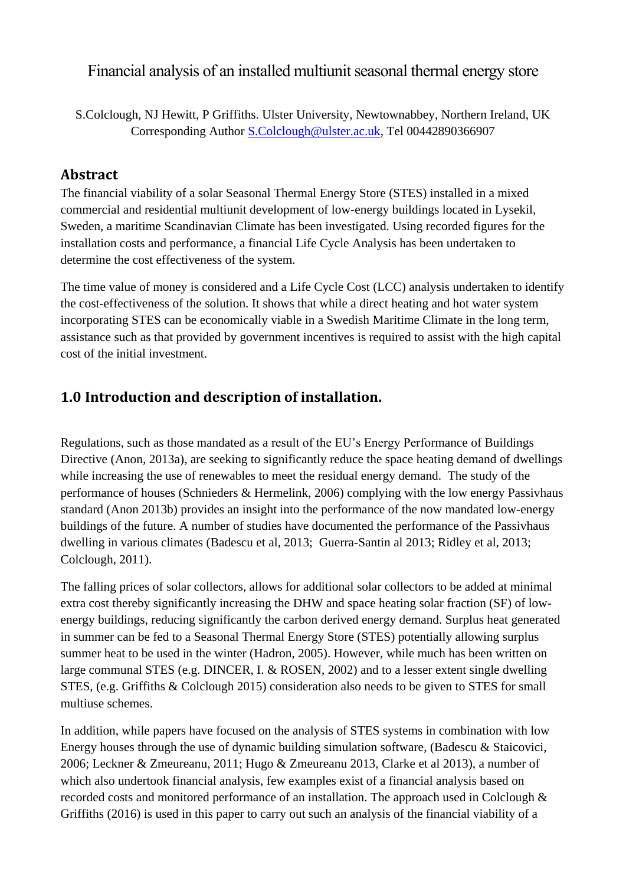# Financial analysis of an installed multiunit seasonal thermal energy store

S.Colclough, NJ Hewitt, P Griffiths. Ulster University, Newtownabbey, Northern Ireland, UK
Corresponding Author S.Colclough@ulster.ac.uk, Tel 00442890366907

## Abstract

The financial viability of a solar Seasonal Thermal Energy Store (STES) installed in a mixed commercial and residential multiunit development of low-energy buildings located in Lysekil, Sweden, a maritime Scandinavian Climate has been investigated. Using recorded figures for the installation costs and performance, a financial Life Cycle Analysis has been undertaken to determine the cost effectiveness of the system.

The time value of money is considered and a Life Cycle Cost (LCC) analysis undertaken to identify the cost-effectiveness of the solution. It shows that while a direct heating and hot water system incorporating STES can be economically viable in a Swedish Maritime Climate in the long term, assistance such as that provided by government incentives is required to assist with the high capital cost of the initial investment.

## 1.0 Introduction and description of installation.

Regulations, such as those mandated as a result of the EU's Energy Performance of Buildings Directive (Anon, 2013a), are seeking to significantly reduce the space heating demand of dwellings while increasing the use of renewables to meet the residual energy demand. The study of the performance of houses (Schnieders & Hermelink, 2006) complying with the low energy Passivhaus standard (Anon 2013b) provides an insight into the performance of the now mandated low-energy buildings of the future. A number of studies have documented the performance of the Passivhaus dwelling in various climates (Badescu et al, 2013; Guerra-Santin al 2013; Ridley et al, 2013; Colclough, 2011).

The falling prices of solar collectors, allows for additional solar collectors to be added at minimal extra cost thereby significantly increasing the DHW and space heating solar fraction (SF) of low-energy buildings, reducing significantly the carbon derived energy demand. Surplus heat generated in summer can be fed to a Seasonal Thermal Energy Store (STES) potentially allowing surplus summer heat to be used in the winter (Hadron, 2005). However, while much has been written on large communal STES (e.g. DINCER, I. & ROSEN, 2002) and to a lesser extent single dwelling STES, (e.g. Griffiths & Colclough 2015) consideration also needs to be given to STES for small multiuse schemes.

In addition, while papers have focused on the analysis of STES systems in combination with low Energy houses through the use of dynamic building simulation software, (Badescu & Staicovici, 2006; Leckner & Zmeureanu, 2011; Hugo & Zmeureanu 2013, Clarke et al 2013), a number of which also undertook financial analysis, few examples exist of a financial analysis based on recorded costs and monitored performance of an installation. The approach used in Colclough & Griffiths (2016) is used in this paper to carry out such an analysis of the financial viability of a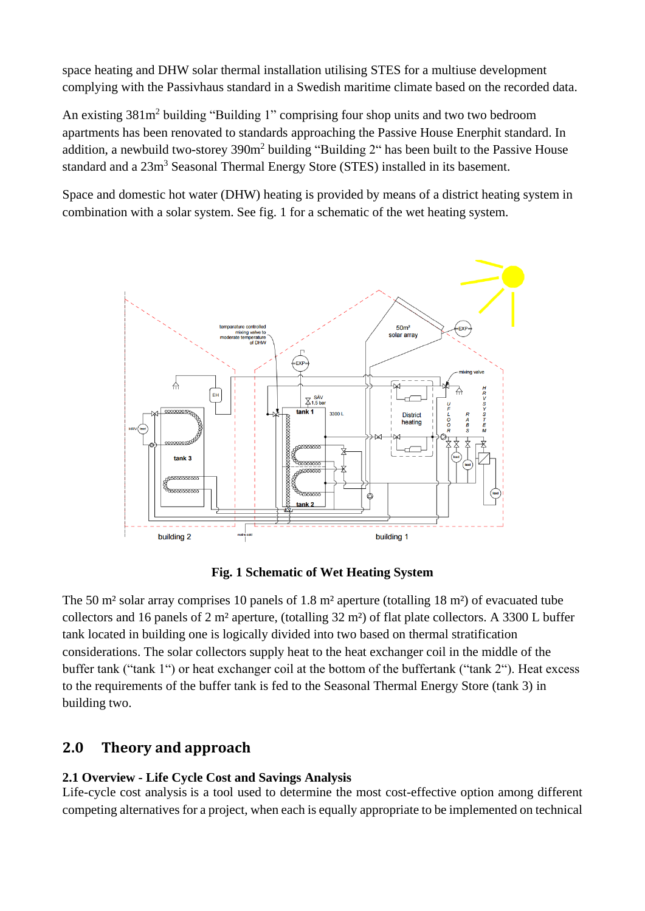space heating and DHW solar thermal installation utilising STES for a multiuse development complying with the Passivhaus standard in a Swedish maritime climate based on the recorded data.

An existing 381m$^2$ building "Building 1" comprising four shop units and two two bedroom apartments has been renovated to standards approaching the Passive House Enerphit standard. In addition, a newbuild two-storey 390m$^2$ building "Building 2" has been built to the Passive House standard and a 23m$^3$ Seasonal Thermal Energy Store (STES) installed in its basement.

Space and domestic hot water (DHW) heating is provided by means of a district heating system in combination with a solar system. See fig. 1 for a schematic of the wet heating system.

**Fig. 1 Schematic of Wet Heating System**

The 50 m² solar array comprises 10 panels of 1.8 m² aperture (totalling 18 m²) of evacuated tube collectors and 16 panels of 2 m² aperture, (totalling 32 m²) of flat plate collectors. A 3300 L buffer tank located in building one is logically divided into two based on thermal stratification considerations. The solar collectors supply heat to the heat exchanger coil in the middle of the buffer tank ("tank 1") or heat exchanger coil at the bottom of the buffertank ("tank 2"). Heat excess to the requirements of the buffer tank is fed to the Seasonal Thermal Energy Store (tank 3) in building two.

## 2.0 Theory and approach

### 2.1 Overview - Life Cycle Cost and Savings Analysis

Life-cycle cost analysis is a tool used to determine the most cost-effective option among different competing alternatives for a project, when each is equally appropriate to be implemented on technical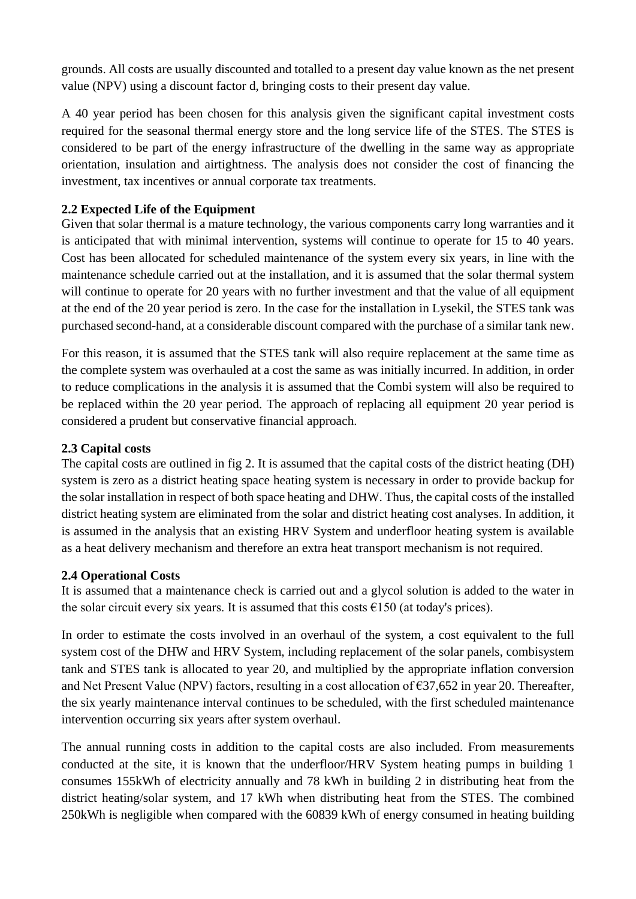grounds. All costs are usually discounted and totalled to a present day value known as the net present value (NPV) using a discount factor d, bringing costs to their present day value.

A 40 year period has been chosen for this analysis given the significant capital investment costs required for the seasonal thermal energy store and the long service life of the STES. The STES is considered to be part of the energy infrastructure of the dwelling in the same way as appropriate orientation, insulation and airtightness. The analysis does not consider the cost of financing the investment, tax incentives or annual corporate tax treatments.

**2.2 Expected Life of the Equipment**

Given that solar thermal is a mature technology, the various components carry long warranties and it is anticipated that with minimal intervention, systems will continue to operate for 15 to 40 years. Cost has been allocated for scheduled maintenance of the system every six years, in line with the maintenance schedule carried out at the installation, and it is assumed that the solar thermal system will continue to operate for 20 years with no further investment and that the value of all equipment at the end of the 20 year period is zero. In the case for the installation in Lysekil, the STES tank was purchased second-hand, at a considerable discount compared with the purchase of a similar tank new.

For this reason, it is assumed that the STES tank will also require replacement at the same time as the complete system was overhauled at a cost the same as was initially incurred. In addition, in order to reduce complications in the analysis it is assumed that the Combi system will also be required to be replaced within the 20 year period. The approach of replacing all equipment 20 year period is considered a prudent but conservative financial approach.

**2.3 Capital costs**

The capital costs are outlined in fig 2. It is assumed that the capital costs of the district heating (DH) system is zero as a district heating space heating system is necessary in order to provide backup for the solar installation in respect of both space heating and DHW. Thus, the capital costs of the installed district heating system are eliminated from the solar and district heating cost analyses. In addition, it is assumed in the analysis that an existing HRV System and underfloor heating system is available as a heat delivery mechanism and therefore an extra heat transport mechanism is not required.

**2.4 Operational Costs**

It is assumed that a maintenance check is carried out and a glycol solution is added to the water in the solar circuit every six years. It is assumed that this costs €150 (at today's prices).

In order to estimate the costs involved in an overhaul of the system, a cost equivalent to the full system cost of the DHW and HRV System, including replacement of the solar panels, combisystem tank and STES tank is allocated to year 20, and multiplied by the appropriate inflation conversion and Net Present Value (NPV) factors, resulting in a cost allocation of €37,652 in year 20. Thereafter, the six yearly maintenance interval continues to be scheduled, with the first scheduled maintenance intervention occurring six years after system overhaul.

The annual running costs in addition to the capital costs are also included. From measurements conducted at the site, it is known that the underfloor/HRV System heating pumps in building 1 consumes 155kWh of electricity annually and 78 kWh in building 2 in distributing heat from the district heating/solar system, and 17 kWh when distributing heat from the STES. The combined 250kWh is negligible when compared with the 60839 kWh of energy consumed in heating building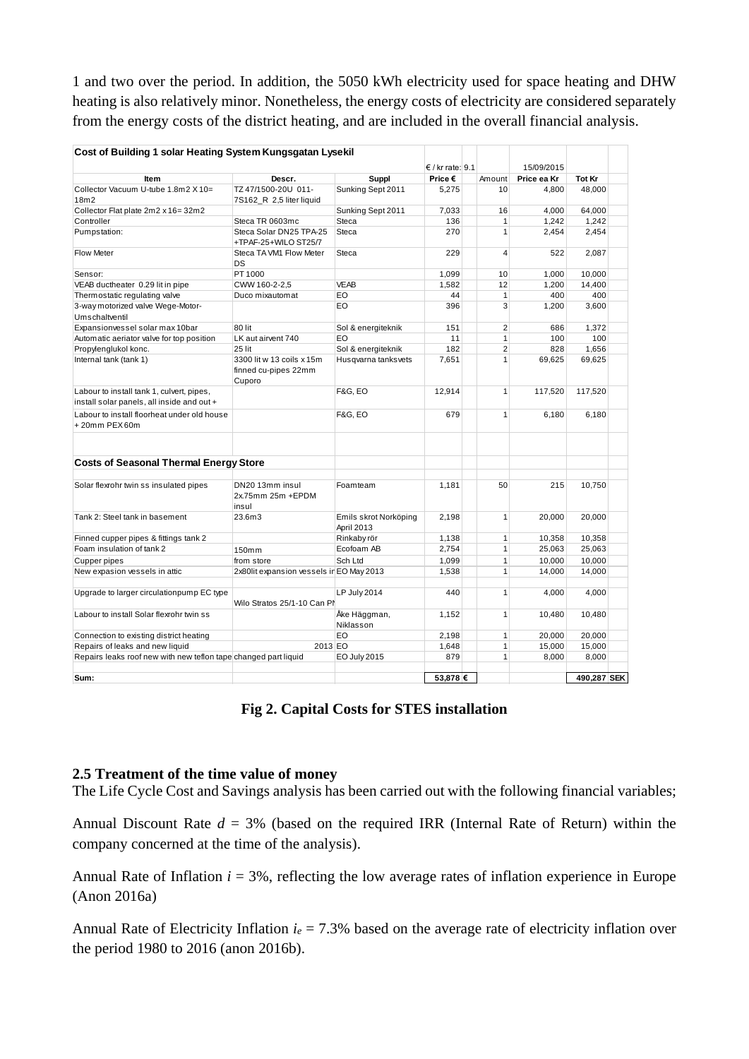1 and two over the period. In addition, the 5050 kWh electricity used for space heating and DHW heating is also relatively minor. Nonetheless, the energy costs of electricity are considered separately from the energy costs of the district heating, and are included in the overall financial analysis.

| Cost of Building 1 solar Heating System Kungsgatan Lysekil | | | | | | | |
|---|---|---|---|---|---|---|---|
| | | | € / kr rate: 9.1 | | 15/09/2015 | | |
| **Item** | **Descr.** | **Suppl** | **Price €** | Amount | **Price ea Kr** | **Tot Kr** | |
| Collector Vacuum U-tube 1.8m2 X 10= 18m2 | TZ 47/1500-20U 011-7S162_R 2,5 liter liquid | Sunking Sept 2011 | 5,275 | 10 | 4,800 | 48,000 | |
| Collector Flat plate 2m2 x 16= 32m2 | | Sunking Sept 2011 | 7,033 | 16 | 4,000 | 64,000 | |
| Controller | Steca TR 0603mc | Steca | 136 | 1 | 1,242 | 1,242 | |
| Pumpstation: | Steca Solar DN25 TPA-25 +TPAF-25+WILO ST25/7 | Steca | 270 | 1 | 2,454 | 2,454 | |
| Flow Meter | Steca TA VM1 Flow Meter DS | Steca | 229 | 4 | 522 | 2,087 | |
| Sensor: | PT 1000 | | 1,099 | 10 | 1,000 | 10,000 | |
| VEAB ductheater 0.29 lit in pipe | CWW 160-2-2,5 | VEAB | 1,582 | 12 | 1,200 | 14,400 | |
| Thermostatic regulating valve | Duco mixautomat | EO | 44 | 1 | 400 | 400 | |
| 3-way motorized valve Wege-Motor-Umschaltventil | | EO | 396 | 3 | 1,200 | 3,600 | |
| Expansionvessel solar max 10bar | 80 lit | Sol & energiteknik | 151 | 2 | 686 | 1,372 | |
| Automatic aeriator valve for top position | LK aut airvent 740 | EO | 11 | 1 | 100 | 100 | |
| Propylenglukol konc. | 25 lit | Sol & energiteknik | 182 | 2 | 828 | 1,656 | |
| Internal tank (tank 1) | 3300 lit w 13 coils x 15m finned cu-pipes 22mm Cuporo | Husqvarna tanksvets | 7,651 | 1 | 69,625 | 69,625 | |
| Labour to install tank 1, culvert, pipes, install solar panels, all inside and out + | | F&G, EO | 12,914 | 1 | 117,520 | 117,520 | |
| Labour to install floorheat under old house + 20mm PEX 60m | | F&G, EO | 679 | 1 | 6,180 | 6,180 | |
| | | | | | | | |
| **Costs of Seasonal Thermal Energy Store** | | | | | | | |
| Solar flexrohr twin ss insulated pipes | DN20 13mm insul 2x.75mm 25m +EPDM insul | Foamteam | 1,181 | 50 | 215 | 10,750 | |
| Tank 2: Steel tank in basement | 23.6m3 | Emils skrot Norköping April 2013 | 2,198 | 1 | 20,000 | 20,000 | |
| Finned cupper pipes & fittings tank 2 | | Rinkaby rör | 1,138 | 1 | 10,358 | 10,358 | |
| Foam insulation of tank 2 | 150mm | Ecofoam AB | 2,754 | 1 | 25,063 | 25,063 | |
| Cupper pipes | from store | Sch Ltd | 1,099 | 1 | 10,000 | 10,000 | |
| New expasion vessels in attic | 2x80lit expansion vessels in EO May 2013 | | 1,538 | 1 | 14,000 | 14,000 | |
| Upgrade to larger circulationpump EC type | Wilo Stratos 25/1-10 Can PN | LP July 2014 | 440 | 1 | 4,000 | 4,000 | |
| Labour to install Solar flexrohr twin ss | | Åke Häggman, Niklasson | 1,152 | 1 | 10,480 | 10,480 | |
| Connection to existing district heating | | EO | 2,198 | 1 | 20,000 | 20,000 | |
| Repairs of leaks and new liquid | 2013 | EO | 1,648 | 1 | 15,000 | 15,000 | |
| Repairs leaks roof new with new teflon tape changed part liquid | | EO July 2015 | 879 | 1 | 8,000 | 8,000 | |
| **Sum:** | | | **53,878 €** | | | **490,287** | **SEK** |

**Fig 2. Capital Costs for STES installation**

### 2.5 Treatment of the time value of money

The Life Cycle Cost and Savings analysis has been carried out with the following financial variables;

Annual Discount Rate $d$ = 3% (based on the required IRR (Internal Rate of Return) within the company concerned at the time of the analysis).

Annual Rate of Inflation $i$ = 3%, reflecting the low average rates of inflation experience in Europe (Anon 2016a)

Annual Rate of Electricity Inflation $i_e$ = 7.3% based on the average rate of electricity inflation over the period 1980 to 2016 (anon 2016b).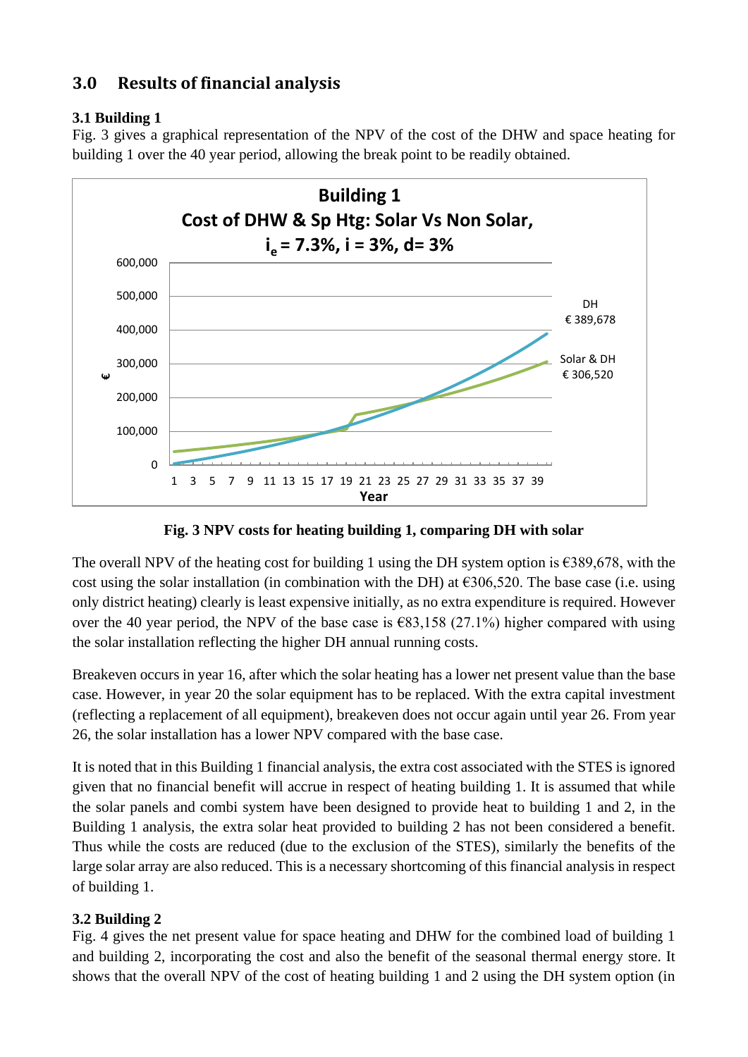## 3.0 Results of financial analysis

### 3.1 Building 1

Fig. 3 gives a graphical representation of the NPV of the cost of the DHW and space heating for building 1 over the 40 year period, allowing the break point to be readily obtained.

**Fig. 3 NPV costs for heating building 1, comparing DH with solar**

The overall NPV of the heating cost for building 1 using the DH system option is €389,678, with the cost using the solar installation (in combination with the DH) at €306,520. The base case (i.e. using only district heating) clearly is least expensive initially, as no extra expenditure is required. However over the 40 year period, the NPV of the base case is €83,158 (27.1%) higher compared with using the solar installation reflecting the higher DH annual running costs.

Breakeven occurs in year 16, after which the solar heating has a lower net present value than the base case. However, in year 20 the solar equipment has to be replaced. With the extra capital investment (reflecting a replacement of all equipment), breakeven does not occur again until year 26. From year 26, the solar installation has a lower NPV compared with the base case.

It is noted that in this Building 1 financial analysis, the extra cost associated with the STES is ignored given that no financial benefit will accrue in respect of heating building 1. It is assumed that while the solar panels and combi system have been designed to provide heat to building 1 and 2, in the Building 1 analysis, the extra solar heat provided to building 2 has not been considered a benefit. Thus while the costs are reduced (due to the exclusion of the STES), similarly the benefits of the large solar array are also reduced. This is a necessary shortcoming of this financial analysis in respect of building 1.

### 3.2 Building 2

Fig. 4 gives the net present value for space heating and DHW for the combined load of building 1 and building 2, incorporating the cost and also the benefit of the seasonal thermal energy store. It shows that the overall NPV of the cost of heating building 1 and 2 using the DH system option (in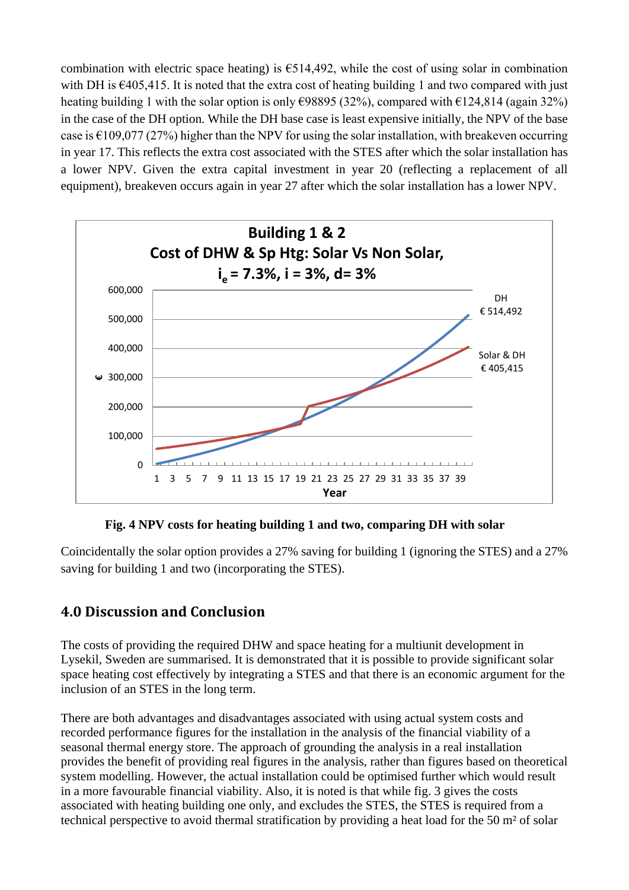combination with electric space heating) is €514,492, while the cost of using solar in combination with DH is €405,415. It is noted that the extra cost of heating building 1 and two compared with just heating building 1 with the solar option is only €98895 (32%), compared with €124,814 (again 32%) in the case of the DH option. While the DH base case is least expensive initially, the NPV of the base case is €109,077 (27%) higher than the NPV for using the solar installation, with breakeven occurring in year 17. This reflects the extra cost associated with the STES after which the solar installation has a lower NPV. Given the extra capital investment in year 20 (reflecting a replacement of all equipment), breakeven occurs again in year 27 after which the solar installation has a lower NPV.

**Fig. 4 NPV costs for heating building 1 and two, comparing DH with solar**

Coincidentally the solar option provides a 27% saving for building 1 (ignoring the STES) and a 27% saving for building 1 and two (incorporating the STES).

## 4.0 Discussion and Conclusion

The costs of providing the required DHW and space heating for a multiunit development in Lysekil, Sweden are summarised. It is demonstrated that it is possible to provide significant solar space heating cost effectively by integrating a STES and that there is an economic argument for the inclusion of an STES in the long term.

There are both advantages and disadvantages associated with using actual system costs and recorded performance figures for the installation in the analysis of the financial viability of a seasonal thermal energy store. The approach of grounding the analysis in a real installation provides the benefit of providing real figures in the analysis, rather than figures based on theoretical system modelling. However, the actual installation could be optimised further which would result in a more favourable financial viability. Also, it is noted is that while fig. 3 gives the costs associated with heating building one only, and excludes the STES, the STES is required from a technical perspective to avoid thermal stratification by providing a heat load for the 50 m² of solar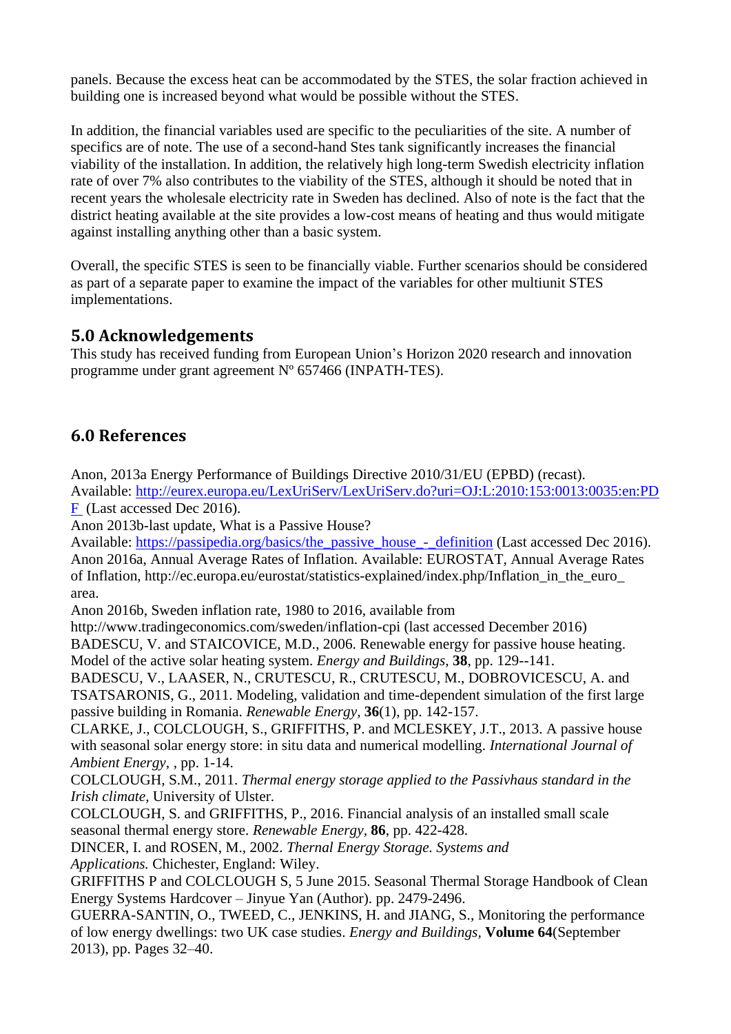panels. Because the excess heat can be accommodated by the STES, the solar fraction achieved in building one is increased beyond what would be possible without the STES.

In addition, the financial variables used are specific to the peculiarities of the site. A number of specifics are of note. The use of a second-hand Stes tank significantly increases the financial viability of the installation. In addition, the relatively high long-term Swedish electricity inflation rate of over 7% also contributes to the viability of the STES, although it should be noted that in recent years the wholesale electricity rate in Sweden has declined. Also of note is the fact that the district heating available at the site provides a low-cost means of heating and thus would mitigate against installing anything other than a basic system.

Overall, the specific STES is seen to be financially viable. Further scenarios should be considered as part of a separate paper to examine the impact of the variables for other multiunit STES implementations.

## 5.0 Acknowledgements

This study has received funding from European Union's Horizon 2020 research and innovation programme under grant agreement Nº 657466 (INPATH-TES).

## 6.0 References

Anon, 2013a Energy Performance of Buildings Directive 2010/31/EU (EPBD) (recast). Available: [http://eurex.europa.eu/LexUriServ/LexUriServ.do?uri=OJ:L:2010:153:0013:0035:en:PDF](http://eurex.europa.eu/LexUriServ/LexUriServ.do?uri=OJ:L:2010:153:0013:0035:en:PDF) (Last accessed Dec 2016).

Anon 2013b-last update, What is a Passive House? Available: [https://passipedia.org/basics/the_passive_house_-_definition](https://passipedia.org/basics/the_passive_house_-_definition) (Last accessed Dec 2016).

Anon 2016a, Annual Average Rates of Inflation. Available: EUROSTAT, Annual Average Rates of Inflation, http://ec.europa.eu/eurostat/statistics-explained/index.php/Inflation_in_the_euro_area.

Anon 2016b, Sweden inflation rate, 1980 to 2016, available from http://www.tradingeconomics.com/sweden/inflation-cpi (last accessed December 2016)

BADESCU, V. and STAICOVICE, M.D., 2006. Renewable energy for passive house heating. Model of the active solar heating system. *Energy and Buildings*, **38**, pp. 129--141.

BADESCU, V., LAASER, N., CRUTESCU, R., CRUTESCU, M., DOBROVICESCU, A. and TSATSARONIS, G., 2011. Modeling, validation and time-dependent simulation of the first large passive building in Romania. *Renewable Energy*, **36**(1), pp. 142-157.

CLARKE, J., COLCLOUGH, S., GRIFFITHS, P. and MCLESKEY, J.T., 2013. A passive house with seasonal solar energy store: in situ data and numerical modelling. *International Journal of Ambient Energy*, , pp. 1-14.

COLCLOUGH, S.M., 2011. *Thermal energy storage applied to the Passivhaus standard in the Irish climate*, University of Ulster.

COLCLOUGH, S. and GRIFFITHS, P., 2016. Financial analysis of an installed small scale seasonal thermal energy store. *Renewable Energy*, **86**, pp. 422-428.

DINCER, I. and ROSEN, M., 2002. *Thernal Energy Storage. Systems and Applications.* Chichester, England: Wiley.

GRIFFITHS P and COLCLOUGH S, 5 June 2015. Seasonal Thermal Storage Handbook of Clean Energy Systems Hardcover – Jinyue Yan (Author). pp. 2479-2496.

GUERRA-SANTIN, O., TWEED, C., JENKINS, H. and JIANG, S., Monitoring the performance of low energy dwellings: two UK case studies. *Energy and Buildings*, **Volume 64**(September 2013), pp. Pages 32–40.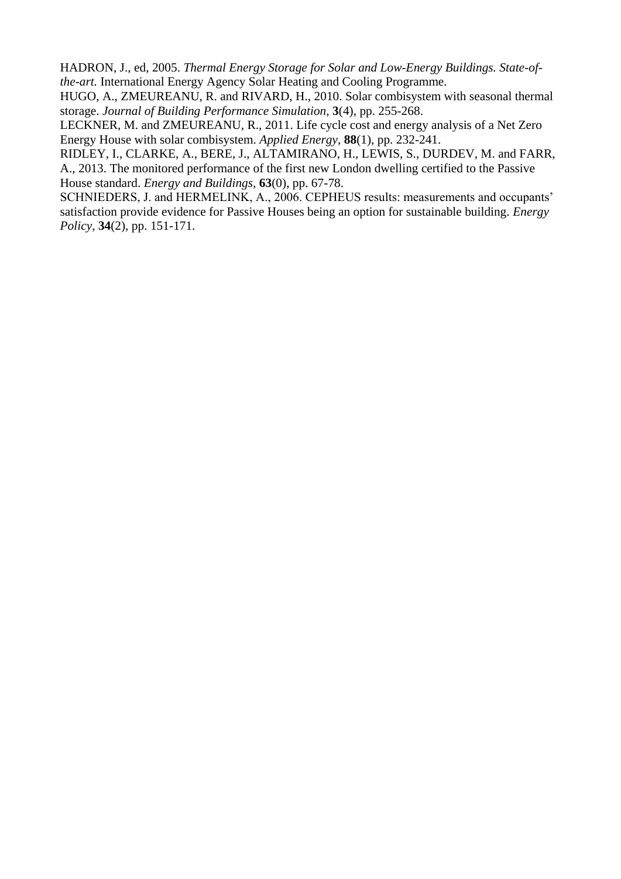HADRON, J., ed, 2005. *Thermal Energy Storage for Solar and Low-Energy Buildings. State-of-the-art.* International Energy Agency Solar Heating and Cooling Programme.

HUGO, A., ZMEUREANU, R. and RIVARD, H., 2010. Solar combisystem with seasonal thermal storage. *Journal of Building Performance Simulation*, **3**(4), pp. 255-268.

LECKNER, M. and ZMEUREANU, R., 2011. Life cycle cost and energy analysis of a Net Zero Energy House with solar combisystem. *Applied Energy*, **88**(1), pp. 232-241.

RIDLEY, I., CLARKE, A., BERE, J., ALTAMIRANO, H., LEWIS, S., DURDEV, M. and FARR, A., 2013. The monitored performance of the first new London dwelling certified to the Passive House standard. *Energy and Buildings*, **63**(0), pp. 67-78.

SCHNIEDERS, J. and HERMELINK, A., 2006. CEPHEUS results: measurements and occupants' satisfaction provide evidence for Passive Houses being an option for sustainable building. *Energy Policy*, **34**(2), pp. 151-171.